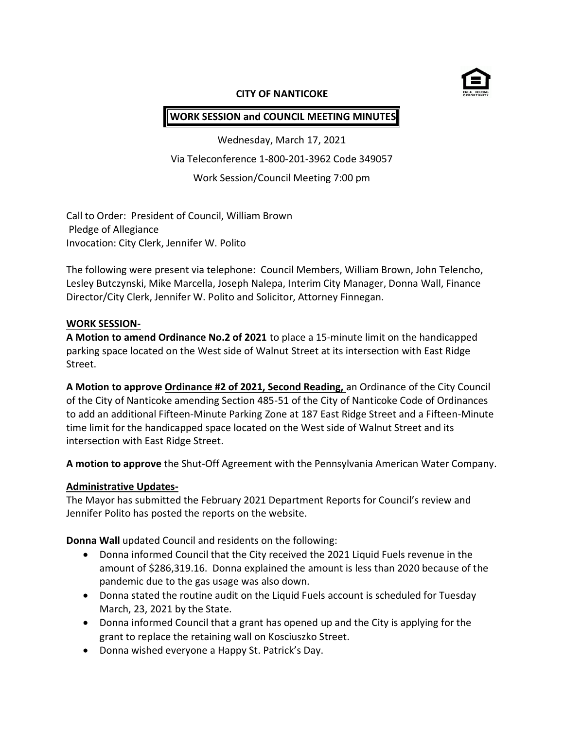# CITY OF NANTICOKE

## WORK SESSION and COUNCIL MEETING MINUTES

Wednesday, March 17, 2021

Via Teleconference 1-800-201-3962 Code 349057

Work Session/Council Meeting 7:00 pm

Call to Order: President of Council, William Brown
Pledge of Allegiance
Invocation: City Clerk, Jennifer W. Polito

The following were present via telephone: Council Members, William Brown, John Telencho, Lesley Butczynski, Mike Marcella, Joseph Nalepa, Interim City Manager, Donna Wall, Finance Director/City Clerk, Jennifer W. Polito and Solicitor, Attorney Finnegan.

**WORK SESSION-**

**A Motion to amend Ordinance No.2 of 2021** to place a 15-minute limit on the handicapped parking space located on the West side of Walnut Street at its intersection with East Ridge Street.

**A Motion to approve Ordinance #2 of 2021, Second Reading,** an Ordinance of the City Council of the City of Nanticoke amending Section 485-51 of the City of Nanticoke Code of Ordinances to add an additional Fifteen-Minute Parking Zone at 187 East Ridge Street and a Fifteen-Minute time limit for the handicapped space located on the West side of Walnut Street and its intersection with East Ridge Street.

**A motion to approve** the Shut-Off Agreement with the Pennsylvania American Water Company.

**Administrative Updates-**

The Mayor has submitted the February 2021 Department Reports for Council's review and Jennifer Polito has posted the reports on the website.

**Donna Wall** updated Council and residents on the following:

- Donna informed Council that the City received the 2021 Liquid Fuels revenue in the amount of $286,319.16. Donna explained the amount is less than 2020 because of the pandemic due to the gas usage was also down.
- Donna stated the routine audit on the Liquid Fuels account is scheduled for Tuesday March, 23, 2021 by the State.
- Donna informed Council that a grant has opened up and the City is applying for the grant to replace the retaining wall on Kosciuszko Street.
- Donna wished everyone a Happy St. Patrick's Day.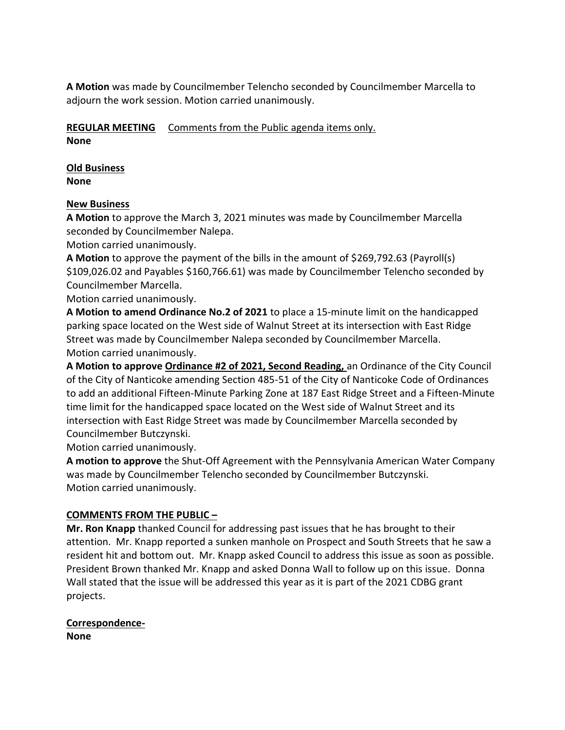**A Motion** was made by Councilmember Telencho seconded by Councilmember Marcella to adjourn the work session. Motion carried unanimously.

**<u>REGULAR MEETING</u>** <u>Comments from the Public agenda items only.</u>
**None**

**<u>Old Business</u>**
**None**

**<u>New Business</u>**
**A Motion** to approve the March 3, 2021 minutes was made by Councilmember Marcella seconded by Councilmember Nalepa.
Motion carried unanimously.
**A Motion** to approve the payment of the bills in the amount of $269,792.63 (Payroll(s) $109,026.02 and Payables $160,766.61) was made by Councilmember Telencho seconded by Councilmember Marcella.
Motion carried unanimously.
**A Motion to amend Ordinance No.2 of 2021** to place a 15-minute limit on the handicapped parking space located on the West side of Walnut Street at its intersection with East Ridge Street was made by Councilmember Nalepa seconded by Councilmember Marcella.
Motion carried unanimously.
**A Motion to approve <u>Ordinance #2 of 2021, Second Reading,</u>** an Ordinance of the City Council of the City of Nanticoke amending Section 485-51 of the City of Nanticoke Code of Ordinances to add an additional Fifteen-Minute Parking Zone at 187 East Ridge Street and a Fifteen-Minute time limit for the handicapped space located on the West side of Walnut Street and its intersection with East Ridge Street was made by Councilmember Marcella seconded by Councilmember Butczynski.
Motion carried unanimously.
**A motion to approve** the Shut-Off Agreement with the Pennsylvania American Water Company was made by Councilmember Telencho seconded by Councilmember Butczynski.
Motion carried unanimously.

**<u>COMMENTS FROM THE PUBLIC –</u>**
**Mr. Ron Knapp** thanked Council for addressing past issues that he has brought to their attention. Mr. Knapp reported a sunken manhole on Prospect and South Streets that he saw a resident hit and bottom out. Mr. Knapp asked Council to address this issue as soon as possible. President Brown thanked Mr. Knapp and asked Donna Wall to follow up on this issue. Donna Wall stated that the issue will be addressed this year as it is part of the 2021 CDBG grant projects.

**<u>Correspondence-</u>**
**None**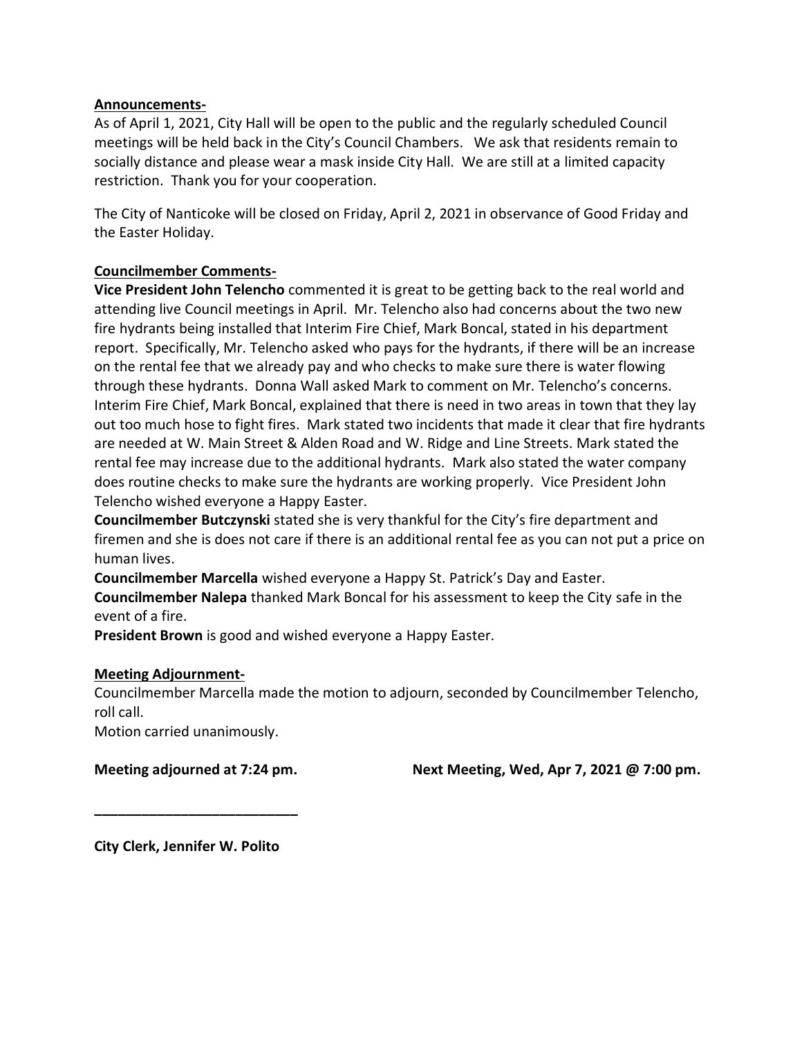**Announcements-**

As of April 1, 2021, City Hall will be open to the public and the regularly scheduled Council meetings will be held back in the City's Council Chambers. We ask that residents remain to socially distance and please wear a mask inside City Hall. We are still at a limited capacity restriction. Thank you for your cooperation.

The City of Nanticoke will be closed on Friday, April 2, 2021 in observance of Good Friday and the Easter Holiday.

**Councilmember Comments-**

**Vice President John Telencho** commented it is great to be getting back to the real world and attending live Council meetings in April. Mr. Telencho also had concerns about the two new fire hydrants being installed that Interim Fire Chief, Mark Boncal, stated in his department report. Specifically, Mr. Telencho asked who pays for the hydrants, if there will be an increase on the rental fee that we already pay and who checks to make sure there is water flowing through these hydrants. Donna Wall asked Mark to comment on Mr. Telencho's concerns. Interim Fire Chief, Mark Boncal, explained that there is need in two areas in town that they lay out too much hose to fight fires. Mark stated two incidents that made it clear that fire hydrants are needed at W. Main Street & Alden Road and W. Ridge and Line Streets. Mark stated the rental fee may increase due to the additional hydrants. Mark also stated the water company does routine checks to make sure the hydrants are working properly. Vice President John Telencho wished everyone a Happy Easter.

**Councilmember Butczynski** stated she is very thankful for the City's fire department and firemen and she is does not care if there is an additional rental fee as you can not put a price on human lives.

**Councilmember Marcella** wished everyone a Happy St. Patrick's Day and Easter.

**Councilmember Nalepa** thanked Mark Boncal for his assessment to keep the City safe in the event of a fire.

**President Brown** is good and wished everyone a Happy Easter.

**Meeting Adjournment-**

Councilmember Marcella made the motion to adjourn, seconded by Councilmember Telencho, roll call.

Motion carried unanimously.

**Meeting adjourned at 7:24 pm.** **Next Meeting, Wed, Apr 7, 2021 @ 7:00 pm.**

\_\_\_\_\_\_\_\_\_\_\_\_\_\_\_\_\_\_\_\_\_\_\_\_\_\_

**City Clerk, Jennifer W. Polito**